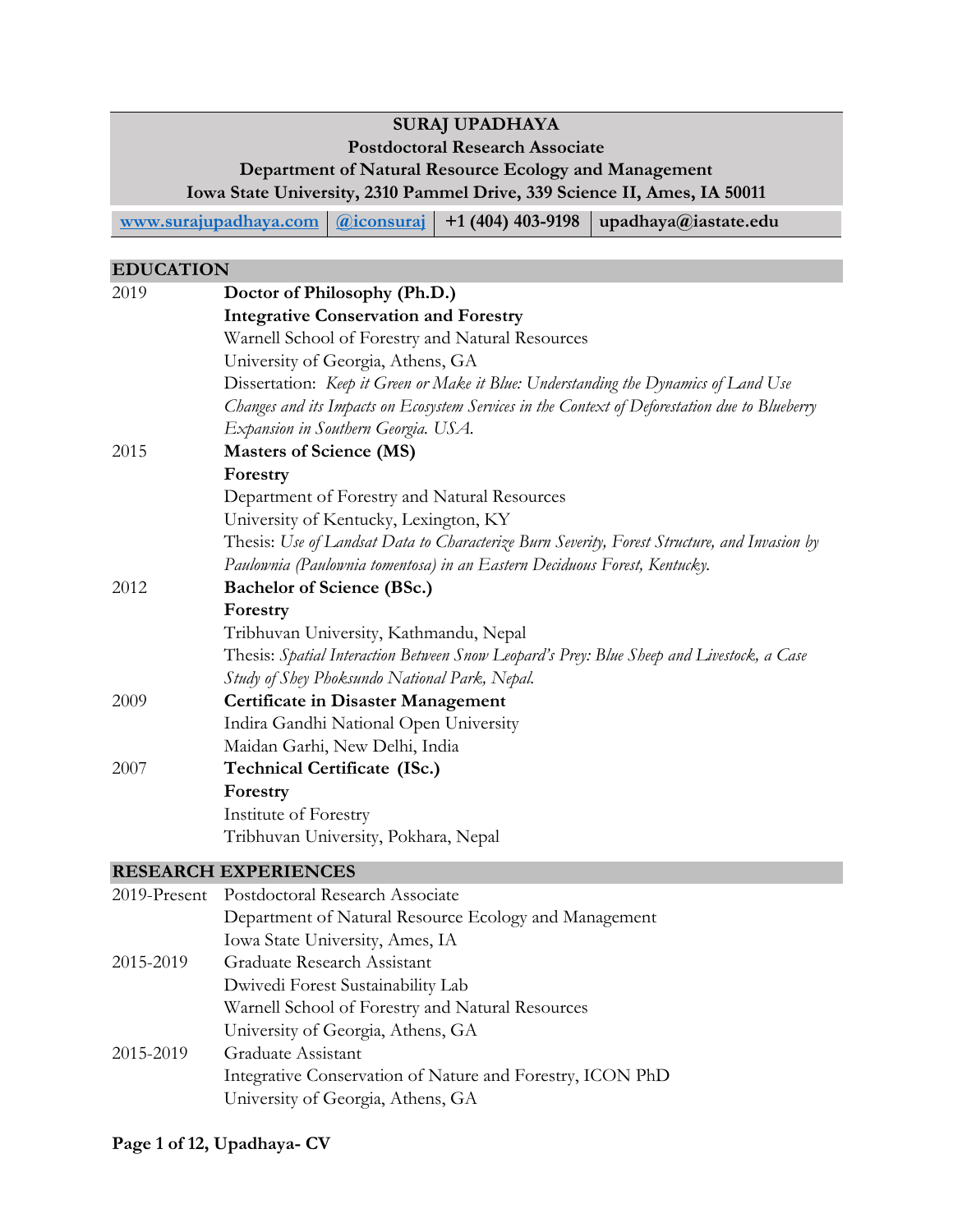# SURAJ UPADHAYA

**Postdoctoral Research Associate**

**Department of Natural Resource Ecology and Management**

**Iowa State University, 2310 Pammel Drive, 339 Science II, Ames, IA 50011**

| [www.surajupadhaya.com](http://www.surajupadhaya.com) | [@iconsuraj](#) | +1 (404) 403-9198 | upadhaya@iastate.edu |
|---|---|---|---|

## EDUCATION

| | |
|---|---|
| 2019 | **Doctor of Philosophy (Ph.D.)**<br>**Integrative Conservation and Forestry**<br>Warnell School of Forestry and Natural Resources<br>University of Georgia, Athens, GA<br>Dissertation: *Keep it Green or Make it Blue: Understanding the Dynamics of Land Use Changes and its Impacts on Ecosystem Services in the Context of Deforestation due to Blueberry Expansion in Southern Georgia. USA.* |
| 2015 | **Masters of Science (MS)**<br>**Forestry**<br>Department of Forestry and Natural Resources<br>University of Kentucky, Lexington, KY<br>Thesis: *Use of Landsat Data to Characterize Burn Severity, Forest Structure, and Invasion by Paulownia (Paulownia tomentosa) in an Eastern Deciduous Forest, Kentucky.* |
| 2012 | **Bachelor of Science (BSc.)**<br>**Forestry**<br>Tribhuvan University, Kathmandu, Nepal<br>Thesis: *Spatial Interaction Between Snow Leopard's Prey: Blue Sheep and Livestock, a Case Study of Shey Phoksundo National Park, Nepal.* |
| 2009 | **Certificate in Disaster Management**<br>Indira Gandhi National Open University<br>Maidan Garhi, New Delhi, India |
| 2007 | **Technical Certificate (ISc.)**<br>**Forestry**<br>Institute of Forestry<br>Tribhuvan University, Pokhara, Nepal |

## RESEARCH EXPERIENCES

| | |
|---|---|
| 2019-Present | Postdoctoral Research Associate<br>Department of Natural Resource Ecology and Management<br>Iowa State University, Ames, IA |
| 2015-2019 | Graduate Research Assistant<br>Dwivedi Forest Sustainability Lab<br>Warnell School of Forestry and Natural Resources<br>University of Georgia, Athens, GA |
| 2015-2019 | Graduate Assistant<br>Integrative Conservation of Nature and Forestry, ICON PhD<br>University of Georgia, Athens, GA |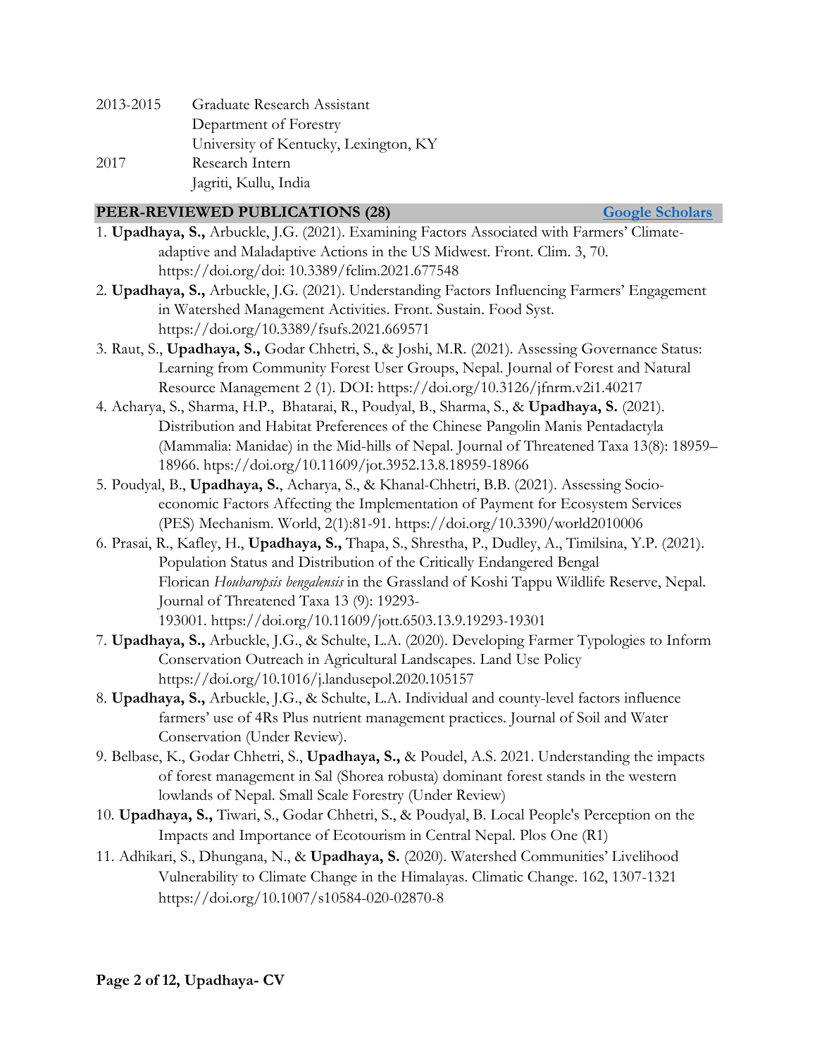2013-2015 Graduate Research Assistant
Department of Forestry
University of Kentucky, Lexington, KY

2017 Research Intern
Jagriti, Kullu, India

## PEER-REVIEWED PUBLICATIONS (28) [Google Scholars]

1. **Upadhaya, S.,** Arbuckle, J.G. (2021). Examining Factors Associated with Farmers' Climate-adaptive and Maladaptive Actions in the US Midwest. Front. Clim. 3, 70. https://doi.org/doi: 10.3389/fclim.2021.677548
2. **Upadhaya, S.,** Arbuckle, J.G. (2021). Understanding Factors Influencing Farmers' Engagement in Watershed Management Activities. Front. Sustain. Food Syst. https://doi.org/10.3389/fsufs.2021.669571
3. Raut, S., **Upadhaya, S.,** Godar Chhetri, S., & Joshi, M.R. (2021). Assessing Governance Status: Learning from Community Forest User Groups, Nepal. Journal of Forest and Natural Resource Management 2 (1). DOI: https://doi.org/10.3126/jfnrm.v2i1.40217
4. Acharya, S., Sharma, H.P., Bhatarai, R., Poudyal, B., Sharma, S., & **Upadhaya, S.** (2021). Distribution and Habitat Preferences of the Chinese Pangolin Manis Pentadactyla (Mammalia: Manidae) in the Mid-hills of Nepal. Journal of Threatened Taxa 13(8): 18959–18966. htps://doi.org/10.11609/jot.3952.13.8.18959-18966
5. Poudyal, B., **Upadhaya, S.**, Acharya, S., & Khanal-Chhetri, B.B. (2021). Assessing Socio-economic Factors Affecting the Implementation of Payment for Ecosystem Services (PES) Mechanism. World, 2(1):81-91. https://doi.org/10.3390/world2010006
6. Prasai, R., Kafley, H., **Upadhaya, S.,** Thapa, S., Shrestha, P., Dudley, A., Timilsina, Y.P. (2021). Population Status and Distribution of the Critically Endangered Bengal Florican *Houbaropsis bengalensis* in the Grassland of Koshi Tappu Wildlife Reserve, Nepal. Journal of Threatened Taxa 13 (9): 19293-193001. https://doi.org/10.11609/jott.6503.13.9.19293-19301
7. **Upadhaya, S.,** Arbuckle, J.G., & Schulte, L.A. (2020). Developing Farmer Typologies to Inform Conservation Outreach in Agricultural Landscapes. Land Use Policy https://doi.org/10.1016/j.landusepol.2020.105157
8. **Upadhaya, S.,** Arbuckle, J.G., & Schulte, L.A. Individual and county-level factors influence farmers' use of 4Rs Plus nutrient management practices. Journal of Soil and Water Conservation (Under Review).
9. Belbase, K., Godar Chhetri, S., **Upadhaya, S.,** & Poudel, A.S. 2021. Understanding the impacts of forest management in Sal (Shorea robusta) dominant forest stands in the western lowlands of Nepal. Small Scale Forestry (Under Review)
10. **Upadhaya, S.,** Tiwari, S., Godar Chhetri, S., & Poudyal, B. Local People's Perception on the Impacts and Importance of Ecotourism in Central Nepal. Plos One (R1)
11. Adhikari, S., Dhungana, N., & **Upadhaya, S.** (2020). Watershed Communities' Livelihood Vulnerability to Climate Change in the Himalayas. Climatic Change. 162, 1307-1321 https://doi.org/10.1007/s10584-020-02870-8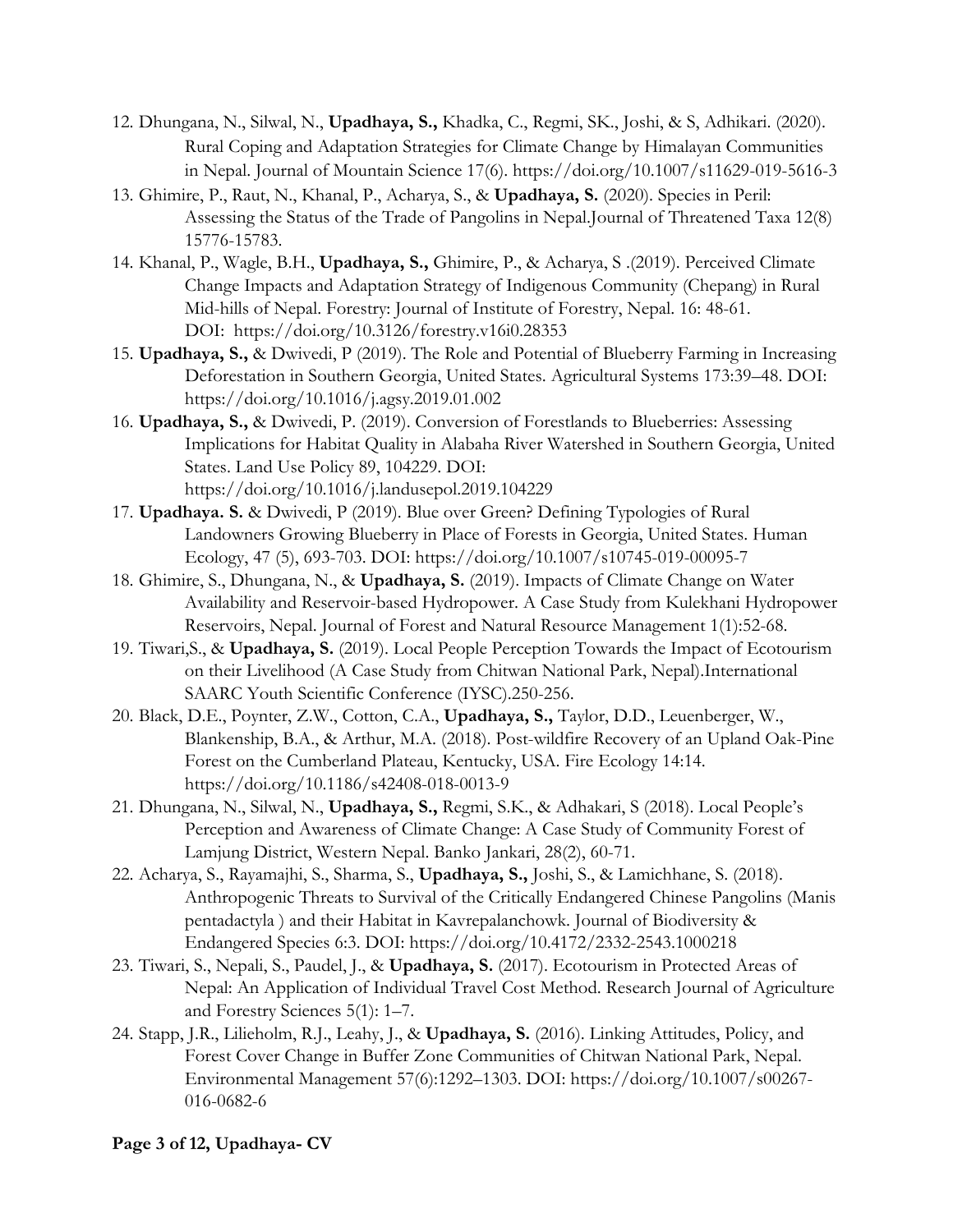12. Dhungana, N., Silwal, N., **Upadhaya, S.,** Khadka, C., Regmi, SK., Joshi, & S, Adhikari. (2020). Rural Coping and Adaptation Strategies for Climate Change by Himalayan Communities in Nepal. Journal of Mountain Science 17(6). https://doi.org/10.1007/s11629-019-5616-3
13. Ghimire, P., Raut, N., Khanal, P., Acharya, S., & **Upadhaya, S.** (2020). Species in Peril: Assessing the Status of the Trade of Pangolins in Nepal.Journal of Threatened Taxa 12(8) 15776-15783.
14. Khanal, P., Wagle, B.H., **Upadhaya, S.,** Ghimire, P., & Acharya, S .(2019). Perceived Climate Change Impacts and Adaptation Strategy of Indigenous Community (Chepang) in Rural Mid-hills of Nepal. Forestry: Journal of Institute of Forestry, Nepal. 16: 48-61. DOI: https://doi.org/10.3126/forestry.v16i0.28353
15. **Upadhaya, S.,** & Dwivedi, P (2019). The Role and Potential of Blueberry Farming in Increasing Deforestation in Southern Georgia, United States. Agricultural Systems 173:39–48. DOI: https://doi.org/10.1016/j.agsy.2019.01.002
16. **Upadhaya, S.,** & Dwivedi, P. (2019). Conversion of Forestlands to Blueberries: Assessing Implications for Habitat Quality in Alabaha River Watershed in Southern Georgia, United States. Land Use Policy 89, 104229. DOI: https://doi.org/10.1016/j.landusepol.2019.104229
17. **Upadhaya. S.** & Dwivedi, P (2019). Blue over Green? Defining Typologies of Rural Landowners Growing Blueberry in Place of Forests in Georgia, United States. Human Ecology, 47 (5), 693-703. DOI: https://doi.org/10.1007/s10745-019-00095-7
18. Ghimire, S., Dhungana, N., & **Upadhaya, S.** (2019). Impacts of Climate Change on Water Availability and Reservoir-based Hydropower. A Case Study from Kulekhani Hydropower Reservoirs, Nepal. Journal of Forest and Natural Resource Management 1(1):52-68.
19. Tiwari,S., & **Upadhaya, S.** (2019). Local People Perception Towards the Impact of Ecotourism on their Livelihood (A Case Study from Chitwan National Park, Nepal).International SAARC Youth Scientific Conference (IYSC).250-256.
20. Black, D.E., Poynter, Z.W., Cotton, C.A., **Upadhaya, S.,** Taylor, D.D., Leuenberger, W., Blankenship, B.A., & Arthur, M.A. (2018). Post-wildfire Recovery of an Upland Oak-Pine Forest on the Cumberland Plateau, Kentucky, USA. Fire Ecology 14:14. https://doi.org/10.1186/s42408-018-0013-9
21. Dhungana, N., Silwal, N., **Upadhaya, S.,** Regmi, S.K., & Adhakari, S (2018). Local People's Perception and Awareness of Climate Change: A Case Study of Community Forest of Lamjung District, Western Nepal. Banko Jankari, 28(2), 60-71.
22. Acharya, S., Rayamajhi, S., Sharma, S., **Upadhaya, S.,** Joshi, S., & Lamichhane, S. (2018). Anthropogenic Threats to Survival of the Critically Endangered Chinese Pangolins (Manis pentadactyla ) and their Habitat in Kavrepalanchowk. Journal of Biodiversity & Endangered Species 6:3. DOI: https://doi.org/10.4172/2332-2543.1000218
23. Tiwari, S., Nepali, S., Paudel, J., & **Upadhaya, S.** (2017). Ecotourism in Protected Areas of Nepal: An Application of Individual Travel Cost Method. Research Journal of Agriculture and Forestry Sciences 5(1): 1–7.
24. Stapp, J.R., Lilieholm, R.J., Leahy, J., & **Upadhaya, S.** (2016). Linking Attitudes, Policy, and Forest Cover Change in Buffer Zone Communities of Chitwan National Park, Nepal. Environmental Management 57(6):1292–1303. DOI: https://doi.org/10.1007/s00267-016-0682-6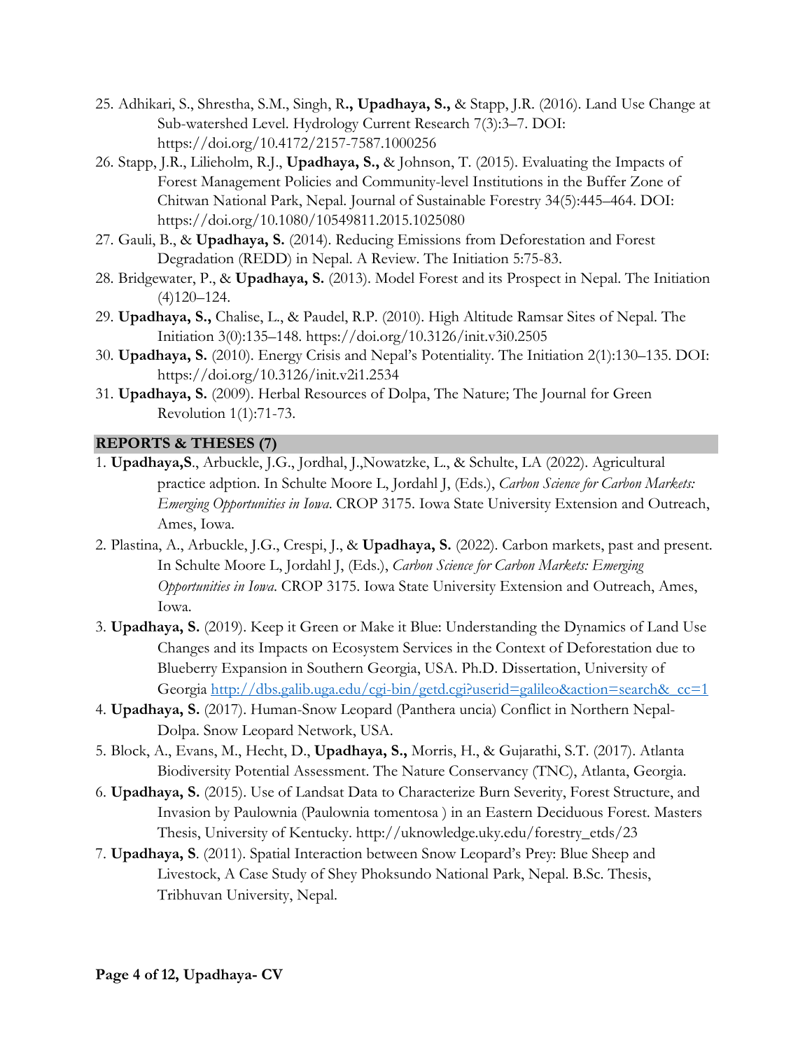25. Adhikari, S., Shrestha, S.M., Singh, R**., Upadhaya, S.,** & Stapp, J.R. (2016). Land Use Change at Sub-watershed Level. Hydrology Current Research 7(3):3–7. DOI: https://doi.org/10.4172/2157-7587.1000256
26. Stapp, J.R., Lilieholm, R.J., **Upadhaya, S.,** & Johnson, T. (2015). Evaluating the Impacts of Forest Management Policies and Community-level Institutions in the Buffer Zone of Chitwan National Park, Nepal. Journal of Sustainable Forestry 34(5):445–464. DOI: https://doi.org/10.1080/10549811.2015.1025080
27. Gauli, B., & **Upadhaya, S.** (2014). Reducing Emissions from Deforestation and Forest Degradation (REDD) in Nepal. A Review. The Initiation 5:75-83.
28. Bridgewater, P., & **Upadhaya, S.** (2013). Model Forest and its Prospect in Nepal. The Initiation (4)120–124.
29. **Upadhaya, S.,** Chalise, L., & Paudel, R.P. (2010). High Altitude Ramsar Sites of Nepal. The Initiation 3(0):135–148. https://doi.org/10.3126/init.v3i0.2505
30. **Upadhaya, S.** (2010). Energy Crisis and Nepal's Potentiality. The Initiation 2(1):130–135. DOI: https://doi.org/10.3126/init.v2i1.2534
31. **Upadhaya, S.** (2009). Herbal Resources of Dolpa, The Nature; The Journal for Green Revolution 1(1):71-73.

## REPORTS & THESES (7)

1. **Upadhaya,S**., Arbuckle, J.G., Jordhal, J.,Nowatzke, L., & Schulte, LA (2022). Agricultural practice adption. In Schulte Moore L, Jordahl J, (Eds.), *Carbon Science for Carbon Markets: Emerging Opportunities in Iowa*. CROP 3175. Iowa State University Extension and Outreach, Ames, Iowa.
2. Plastina, A., Arbuckle, J.G., Crespi, J., & **Upadhaya, S.** (2022). Carbon markets, past and present. In Schulte Moore L, Jordahl J, (Eds.), *Carbon Science for Carbon Markets: Emerging Opportunities in Iowa*. CROP 3175. Iowa State University Extension and Outreach, Ames, Iowa.
3. **Upadhaya, S.** (2019). Keep it Green or Make it Blue: Understanding the Dynamics of Land Use Changes and its Impacts on Ecosystem Services in the Context of Deforestation due to Blueberry Expansion in Southern Georgia, USA. Ph.D. Dissertation, University of Georgia http://dbs.galib.uga.edu/cgi-bin/getd.cgi?userid=galileo&action=search&_cc=1
4. **Upadhaya, S.** (2017). Human-Snow Leopard (Panthera uncia) Conflict in Northern Nepal-Dolpa. Snow Leopard Network, USA.
5. Block, A., Evans, M., Hecht, D., **Upadhaya, S.,** Morris, H., & Gujarathi, S.T. (2017). Atlanta Biodiversity Potential Assessment. The Nature Conservancy (TNC), Atlanta, Georgia.
6. **Upadhaya, S.** (2015). Use of Landsat Data to Characterize Burn Severity, Forest Structure, and Invasion by Paulownia (Paulownia tomentosa ) in an Eastern Deciduous Forest. Masters Thesis, University of Kentucky. http://uknowledge.uky.edu/forestry_etds/23
7. **Upadhaya, S**. (2011). Spatial Interaction between Snow Leopard's Prey: Blue Sheep and Livestock, A Case Study of Shey Phoksundo National Park, Nepal. B.Sc. Thesis, Tribhuvan University, Nepal.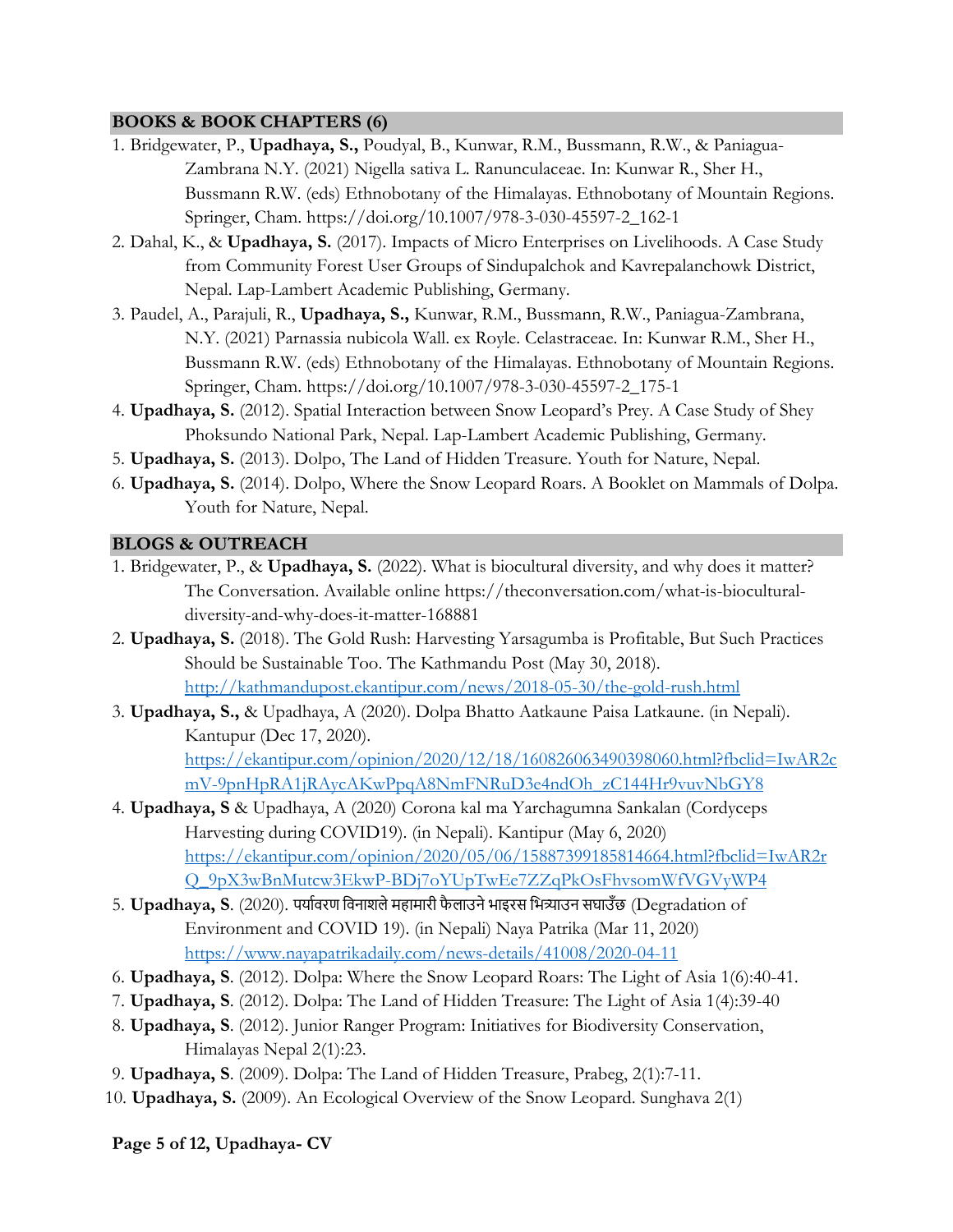## BOOKS & BOOK CHAPTERS (6)

1. Bridgewater, P., **Upadhaya, S.,** Poudyal, B., Kunwar, R.M., Bussmann, R.W., & Paniagua-Zambrana N.Y. (2021) Nigella sativa L. Ranunculaceae. In: Kunwar R., Sher H., Bussmann R.W. (eds) Ethnobotany of the Himalayas. Ethnobotany of Mountain Regions. Springer, Cham. https://doi.org/10.1007/978-3-030-45597-2_162-1
2. Dahal, K., & **Upadhaya, S.** (2017). Impacts of Micro Enterprises on Livelihoods. A Case Study from Community Forest User Groups of Sindupalchok and Kavrepalanchowk District, Nepal. Lap-Lambert Academic Publishing, Germany.
3. Paudel, A., Parajuli, R., **Upadhaya, S.,** Kunwar, R.M., Bussmann, R.W., Paniagua-Zambrana, N.Y. (2021) Parnassia nubicola Wall. ex Royle. Celastraceae. In: Kunwar R.M., Sher H., Bussmann R.W. (eds) Ethnobotany of the Himalayas. Ethnobotany of Mountain Regions. Springer, Cham. https://doi.org/10.1007/978-3-030-45597-2_175-1
4. **Upadhaya, S.** (2012). Spatial Interaction between Snow Leopard's Prey. A Case Study of Shey Phoksundo National Park, Nepal. Lap-Lambert Academic Publishing, Germany.
5. **Upadhaya, S.** (2013). Dolpo, The Land of Hidden Treasure. Youth for Nature, Nepal.
6. **Upadhaya, S.** (2014). Dolpo, Where the Snow Leopard Roars. A Booklet on Mammals of Dolpa. Youth for Nature, Nepal.

## BLOGS & OUTREACH

1. Bridgewater, P., & **Upadhaya, S.** (2022). What is biocultural diversity, and why does it matter? The Conversation. Available online https://theconversation.com/what-is-biocultural-diversity-and-why-does-it-matter-168881
2. **Upadhaya, S.** (2018). The Gold Rush: Harvesting Yarsagumba is Profitable, But Such Practices Should be Sustainable Too. The Kathmandu Post (May 30, 2018). http://kathmandupost.ekantipur.com/news/2018-05-30/the-gold-rush.html
3. **Upadhaya, S.,** & Upadhaya, A (2020). Dolpa Bhatto Aatkaune Paisa Latkaune. (in Nepali). Kantupur (Dec 17, 2020). https://ekantipur.com/opinion/2020/12/18/160826063490398060.html?fbclid=IwAR2cmV-9pnHpRA1jRAycAKwPpqA8NmFNRuD3e4ndOh_zC144Hr9vuvNbGY8
4. **Upadhaya, S** & Upadhaya, A (2020) Corona kal ma Yarchagumna Sankalan (Cordyceps Harvesting during COVID19). (in Nepali). Kantipur (May 6, 2020) https://ekantipur.com/opinion/2020/05/06/158873991858146664.html?fbclid=IwAR2rQ_9pX3wBnMutcw3EkwP-BDj7oYUpTwEe7ZZqPkOsFhvsomWfVGVyWP4
5. **Upadhaya, S**. (2020). पर्यावरण विनाशले महामारी फैलाउने भाइरस भित्र्याउन सघाउँछ (Degradation of Environment and COVID 19). (in Nepali) Naya Patrika (Mar 11, 2020) https://www.nayapatrikadaily.com/news-details/41008/2020-04-11
6. **Upadhaya, S**. (2012). Dolpa: Where the Snow Leopard Roars: The Light of Asia 1(6):40-41.
7. **Upadhaya, S**. (2012). Dolpa: The Land of Hidden Treasure: The Light of Asia 1(4):39-40
8. **Upadhaya, S**. (2012). Junior Ranger Program: Initiatives for Biodiversity Conservation, Himalayas Nepal 2(1):23.
9. **Upadhaya, S**. (2009). Dolpa: The Land of Hidden Treasure, Prabeg, 2(1):7-11.
10. **Upadhaya, S.** (2009). An Ecological Overview of the Snow Leopard. Sunghava 2(1)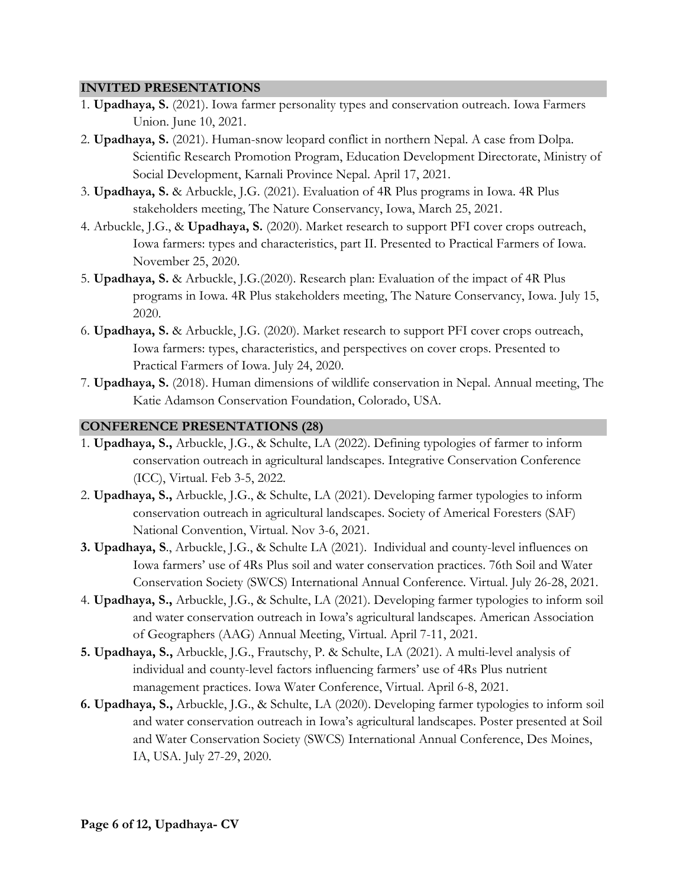## INVITED PRESENTATIONS

1. **Upadhaya, S.** (2021). Iowa farmer personality types and conservation outreach. Iowa Farmers Union. June 10, 2021.
2. **Upadhaya, S.** (2021). Human-snow leopard conflict in northern Nepal. A case from Dolpa. Scientific Research Promotion Program, Education Development Directorate, Ministry of Social Development, Karnali Province Nepal. April 17, 2021.
3. **Upadhaya, S.** & Arbuckle, J.G. (2021). Evaluation of 4R Plus programs in Iowa. 4R Plus stakeholders meeting, The Nature Conservancy, Iowa, March 25, 2021.
4. Arbuckle, J.G., & **Upadhaya, S.** (2020). Market research to support PFI cover crops outreach, Iowa farmers: types and characteristics, part II. Presented to Practical Farmers of Iowa. November 25, 2020.
5. **Upadhaya, S.** & Arbuckle, J.G.(2020). Research plan: Evaluation of the impact of 4R Plus programs in Iowa. 4R Plus stakeholders meeting, The Nature Conservancy, Iowa. July 15, 2020.
6. **Upadhaya, S.** & Arbuckle, J.G. (2020). Market research to support PFI cover crops outreach, Iowa farmers: types, characteristics, and perspectives on cover crops. Presented to Practical Farmers of Iowa. July 24, 2020.
7. **Upadhaya, S.** (2018). Human dimensions of wildlife conservation in Nepal. Annual meeting, The Katie Adamson Conservation Foundation, Colorado, USA.

## CONFERENCE PRESENTATIONS (28)

1. **Upadhaya, S.,** Arbuckle, J.G., & Schulte, LA (2022). Defining typologies of farmer to inform conservation outreach in agricultural landscapes. Integrative Conservation Conference (ICC), Virtual. Feb 3-5, 2022.
2. **Upadhaya, S.,** Arbuckle, J.G., & Schulte, LA (2021). Developing farmer typologies to inform conservation outreach in agricultural landscapes. Society of Americal Foresters (SAF) National Convention, Virtual. Nov 3-6, 2021.
3. **Upadhaya, S**., Arbuckle, J.G., & Schulte LA (2021). Individual and county-level influences on Iowa farmers' use of 4Rs Plus soil and water conservation practices. 76th Soil and Water Conservation Society (SWCS) International Annual Conference. Virtual. July 26-28, 2021.
4. **Upadhaya, S.,** Arbuckle, J.G., & Schulte, LA (2021). Developing farmer typologies to inform soil and water conservation outreach in Iowa's agricultural landscapes. American Association of Geographers (AAG) Annual Meeting, Virtual. April 7-11, 2021.
5. **Upadhaya, S.,** Arbuckle, J.G., Frautschy, P. & Schulte, LA (2021). A multi-level analysis of individual and county-level factors influencing farmers' use of 4Rs Plus nutrient management practices. Iowa Water Conference, Virtual. April 6-8, 2021.
6. **Upadhaya, S.,** Arbuckle, J.G., & Schulte, LA (2020). Developing farmer typologies to inform soil and water conservation outreach in Iowa's agricultural landscapes. Poster presented at Soil and Water Conservation Society (SWCS) International Annual Conference, Des Moines, IA, USA. July 27-29, 2020.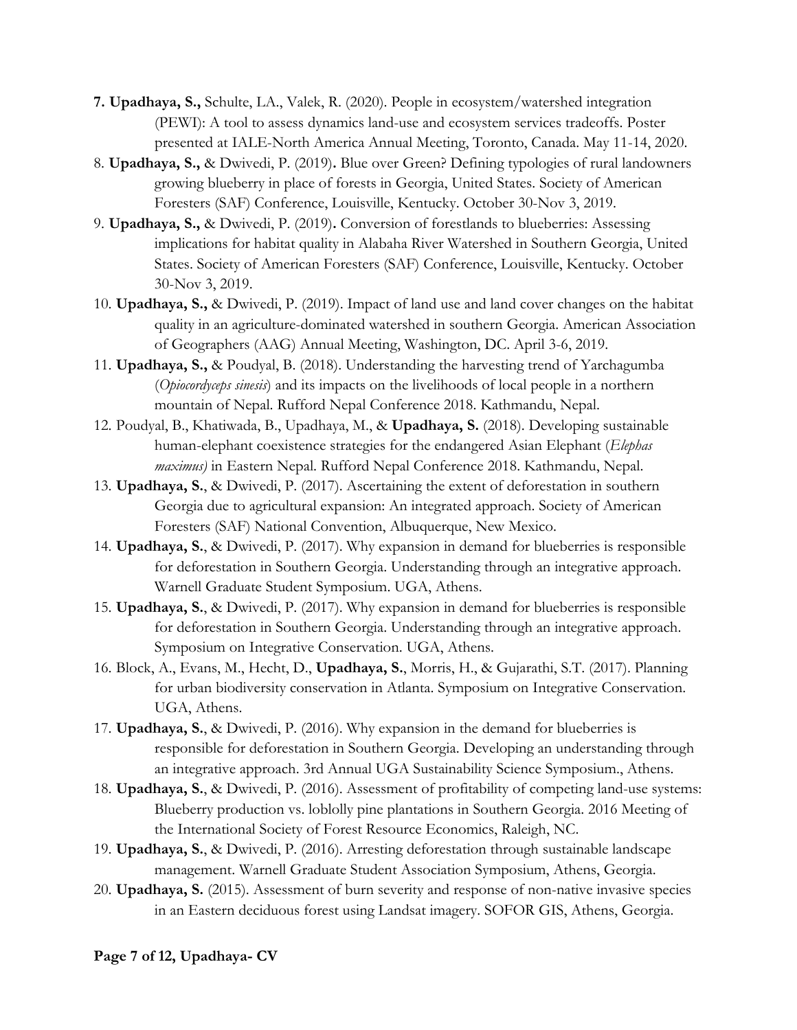**7. Upadhaya, S.,** Schulte, LA., Valek, R. (2020). People in ecosystem/watershed integration (PEWI): A tool to assess dynamics land-use and ecosystem services tradeoffs. Poster presented at IALE-North America Annual Meeting, Toronto, Canada. May 11-14, 2020.

8. **Upadhaya, S.,** & Dwivedi, P. (2019)**.** Blue over Green? Defining typologies of rural landowners growing blueberry in place of forests in Georgia, United States. Society of American Foresters (SAF) Conference, Louisville, Kentucky. October 30-Nov 3, 2019.

9. **Upadhaya, S.,** & Dwivedi, P. (2019)**.** Conversion of forestlands to blueberries: Assessing implications for habitat quality in Alabaha River Watershed in Southern Georgia, United States. Society of American Foresters (SAF) Conference, Louisville, Kentucky. October 30-Nov 3, 2019.

10. **Upadhaya, S.,** & Dwivedi, P. (2019). Impact of land use and land cover changes on the habitat quality in an agriculture-dominated watershed in southern Georgia. American Association of Geographers (AAG) Annual Meeting, Washington, DC. April 3-6, 2019.

11. **Upadhaya, S.,** & Poudyal, B. (2018). Understanding the harvesting trend of Yarchagumba (*Opiocordyceps sinesis*) and its impacts on the livelihoods of local people in a northern mountain of Nepal. Rufford Nepal Conference 2018. Kathmandu, Nepal.

12. Poudyal, B., Khatiwada, B., Upadhaya, M., & **Upadhaya, S.** (2018). Developing sustainable human-elephant coexistence strategies for the endangered Asian Elephant (*Elephas maximus)* in Eastern Nepal. Rufford Nepal Conference 2018. Kathmandu, Nepal.

13. **Upadhaya, S.**, & Dwivedi, P. (2017). Ascertaining the extent of deforestation in southern Georgia due to agricultural expansion: An integrated approach. Society of American Foresters (SAF) National Convention, Albuquerque, New Mexico.

14. **Upadhaya, S.**, & Dwivedi, P. (2017). Why expansion in demand for blueberries is responsible for deforestation in Southern Georgia. Understanding through an integrative approach. Warnell Graduate Student Symposium. UGA, Athens.

15. **Upadhaya, S.**, & Dwivedi, P. (2017). Why expansion in demand for blueberries is responsible for deforestation in Southern Georgia. Understanding through an integrative approach. Symposium on Integrative Conservation. UGA, Athens.

16. Block, A., Evans, M., Hecht, D., **Upadhaya, S.**, Morris, H., & Gujarathi, S.T. (2017). Planning for urban biodiversity conservation in Atlanta. Symposium on Integrative Conservation. UGA, Athens.

17. **Upadhaya, S.**, & Dwivedi, P. (2016). Why expansion in the demand for blueberries is responsible for deforestation in Southern Georgia. Developing an understanding through an integrative approach. 3rd Annual UGA Sustainability Science Symposium., Athens.

18. **Upadhaya, S.**, & Dwivedi, P. (2016). Assessment of profitability of competing land-use systems: Blueberry production vs. loblolly pine plantations in Southern Georgia. 2016 Meeting of the International Society of Forest Resource Economics, Raleigh, NC.

19. **Upadhaya, S.**, & Dwivedi, P. (2016). Arresting deforestation through sustainable landscape management. Warnell Graduate Student Association Symposium, Athens, Georgia.

20. **Upadhaya, S.** (2015). Assessment of burn severity and response of non-native invasive species in an Eastern deciduous forest using Landsat imagery. SOFOR GIS, Athens, Georgia.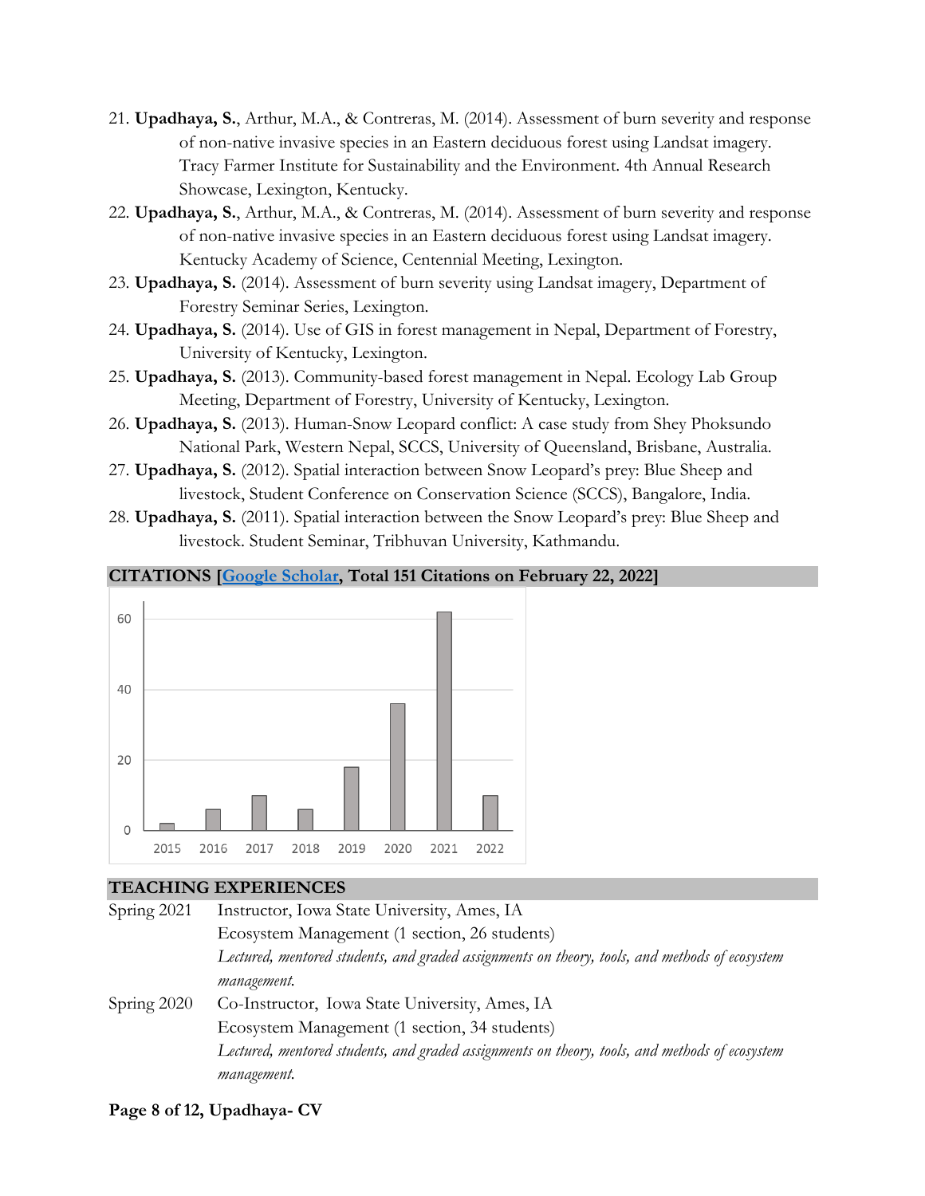21. **Upadhaya, S.**, Arthur, M.A., & Contreras, M. (2014). Assessment of burn severity and response of non-native invasive species in an Eastern deciduous forest using Landsat imagery. Tracy Farmer Institute for Sustainability and the Environment. 4th Annual Research Showcase, Lexington, Kentucky.
22. **Upadhaya, S.**, Arthur, M.A., & Contreras, M. (2014). Assessment of burn severity and response of non-native invasive species in an Eastern deciduous forest using Landsat imagery. Kentucky Academy of Science, Centennial Meeting, Lexington.
23. **Upadhaya, S.** (2014). Assessment of burn severity using Landsat imagery, Department of Forestry Seminar Series, Lexington.
24. **Upadhaya, S.** (2014). Use of GIS in forest management in Nepal, Department of Forestry, University of Kentucky, Lexington.
25. **Upadhaya, S.** (2013). Community-based forest management in Nepal. Ecology Lab Group Meeting, Department of Forestry, University of Kentucky, Lexington.
26. **Upadhaya, S.** (2013). Human-Snow Leopard conflict: A case study from Shey Phoksundo National Park, Western Nepal, SCCS, University of Queensland, Brisbane, Australia.
27. **Upadhaya, S.** (2012). Spatial interaction between Snow Leopard's prey: Blue Sheep and livestock, Student Conference on Conservation Science (SCCS), Bangalore, India.
28. **Upadhaya, S.** (2011). Spatial interaction between the Snow Leopard's prey: Blue Sheep and livestock. Student Seminar, Tribhuvan University, Kathmandu.

## CITATIONS [Google Scholar, Total 151 Citations on February 22, 2022]

## TEACHING EXPERIENCES

**Spring 2021** Instructor, Iowa State University, Ames, IA
Ecosystem Management (1 section, 26 students)
*Lectured, mentored students, and graded assignments on theory, tools, and methods of ecosystem management.*

**Spring 2020** Co-Instructor, Iowa State University, Ames, IA
Ecosystem Management (1 section, 34 students)
*Lectured, mentored students, and graded assignments on theory, tools, and methods of ecosystem management.*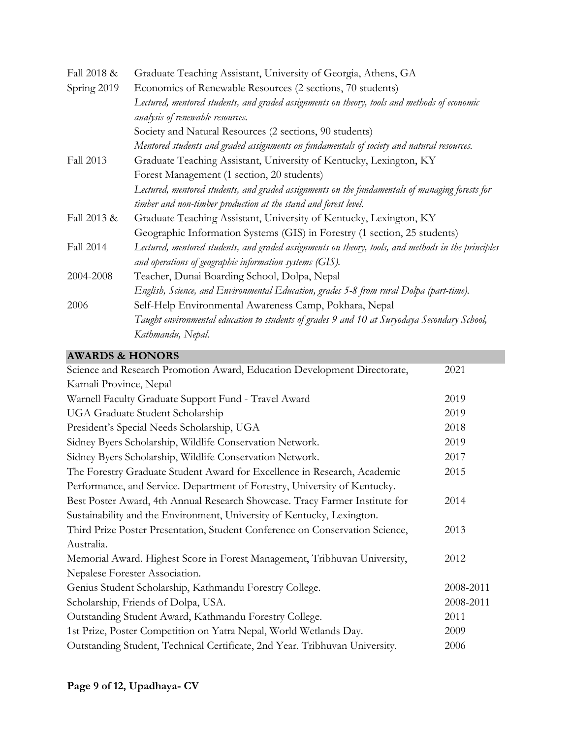| | |
|---|---|
| Fall 2018 & Spring 2019 | Graduate Teaching Assistant, University of Georgia, Athens, GA<br>Economics of Renewable Resources (2 sections, 70 students)<br>*Lectured, mentored students, and graded assignments on theory, tools and methods of economic analysis of renewable resources.*<br>Society and Natural Resources (2 sections, 90 students)<br>*Mentored students and graded assignments on fundamentals of society and natural resources.* |
| Fall 2013 | Graduate Teaching Assistant, University of Kentucky, Lexington, KY<br>Forest Management (1 section, 20 students)<br>*Lectured, mentored students, and graded assignments on the fundamentals of managing forests for timber and non-timber production at the stand and forest level.* |
| Fall 2013 & Fall 2014 | Graduate Teaching Assistant, University of Kentucky, Lexington, KY<br>Geographic Information Systems (GIS) in Forestry (1 section, 25 students)<br>*Lectured, mentored students, and graded assignments on theory, tools, and methods in the principles and operations of geographic information systems (GIS).* |
| 2004-2008 | Teacher, Dunai Boarding School, Dolpa, Nepal<br>*English, Science, and Environmental Education, grades 5-8 from rural Dolpa (part-time).* |
| 2006 | Self-Help Environmental Awareness Camp, Pokhara, Nepal<br>*Taught environmental education to students of grades 9 and 10 at Suryodaya Secondary School, Kathmandu, Nepal.* |

## AWARDS & HONORS

| | |
|---|---|
| Science and Research Promotion Award, Education Development Directorate, Karnali Province, Nepal | 2021 |
| Warnell Faculty Graduate Support Fund - Travel Award | 2019 |
| UGA Graduate Student Scholarship | 2019 |
| President's Special Needs Scholarship, UGA | 2018 |
| Sidney Byers Scholarship, Wildlife Conservation Network. | 2019 |
| Sidney Byers Scholarship, Wildlife Conservation Network. | 2017 |
| The Forestry Graduate Student Award for Excellence in Research, Academic Performance, and Service. Department of Forestry, University of Kentucky. | 2015 |
| Best Poster Award, 4th Annual Research Showcase. Tracy Farmer Institute for Sustainability and the Environment, University of Kentucky, Lexington. | 2014 |
| Third Prize Poster Presentation, Student Conference on Conservation Science, Australia. | 2013 |
| Memorial Award. Highest Score in Forest Management, Tribhuvan University, Nepalese Forester Association. | 2012 |
| Genius Student Scholarship, Kathmandu Forestry College. | 2008-2011 |
| Scholarship, Friends of Dolpa, USA. | 2008-2011 |
| Outstanding Student Award, Kathmandu Forestry College. | 2011 |
| 1st Prize, Poster Competition on Yatra Nepal, World Wetlands Day. | 2009 |
| Outstanding Student, Technical Certificate, 2nd Year. Tribhuvan University. | 2006 |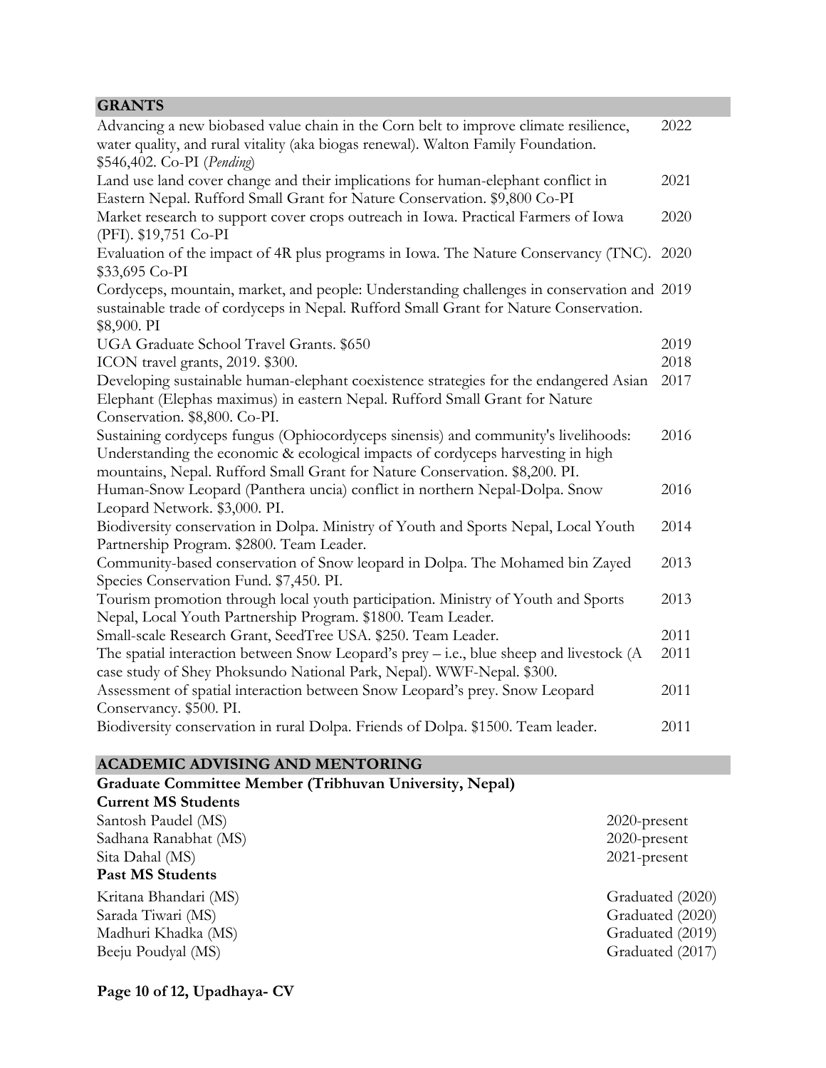## GRANTS

| | |
|---|---|
| Advancing a new biobased value chain in the Corn belt to improve climate resilience, water quality, and rural vitality (aka biogas renewal). Walton Family Foundation. $546,402. Co-PI (*Pending*) | 2022 |
| Land use land cover change and their implications for human-elephant conflict in Eastern Nepal. Rufford Small Grant for Nature Conservation. $9,800 Co-PI | 2021 |
| Market research to support cover crops outreach in Iowa. Practical Farmers of Iowa (PFI). $19,751 Co-PI | 2020 |
| Evaluation of the impact of 4R plus programs in Iowa. The Nature Conservancy (TNC). $33,695 Co-PI | 2020 |
| Cordyceps, mountain, market, and people: Understanding challenges in conservation and sustainable trade of cordyceps in Nepal. Rufford Small Grant for Nature Conservation. $8,900. PI | 2019 |
| UGA Graduate School Travel Grants. $650 | 2019 |
| ICON travel grants, 2019. $300. | 2018 |
| Developing sustainable human-elephant coexistence strategies for the endangered Asian Elephant (Elephas maximus) in eastern Nepal. Rufford Small Grant for Nature Conservation. $8,800. Co-PI. | 2017 |
| Sustaining cordyceps fungus (Ophiocordyceps sinensis) and community's livelihoods: Understanding the economic & ecological impacts of cordyceps harvesting in high mountains, Nepal. Rufford Small Grant for Nature Conservation. $8,200. PI. | 2016 |
| Human-Snow Leopard (Panthera uncia) conflict in northern Nepal-Dolpa. Snow Leopard Network. $3,000. PI. | 2016 |
| Biodiversity conservation in Dolpa. Ministry of Youth and Sports Nepal, Local Youth Partnership Program. $2800. Team Leader. | 2014 |
| Community-based conservation of Snow leopard in Dolpa. The Mohamed bin Zayed Species Conservation Fund. $7,450. PI. | 2013 |
| Tourism promotion through local youth participation. Ministry of Youth and Sports Nepal, Local Youth Partnership Program. $1800. Team Leader. | 2013 |
| Small-scale Research Grant, SeedTree USA. $250. Team Leader. | 2011 |
| The spatial interaction between Snow Leopard's prey – i.e., blue sheep and livestock (A case study of Shey Phoksundo National Park, Nepal). WWF-Nepal. $300. | 2011 |
| Assessment of spatial interaction between Snow Leopard's prey. Snow Leopard Conservancy. $500. PI. | 2011 |
| Biodiversity conservation in rural Dolpa. Friends of Dolpa. $1500. Team leader. | 2011 |

## ACADEMIC ADVISING AND MENTORING

**Graduate Committee Member (Tribhuvan University, Nepal)**

**Current MS Students**

| | |
|---|---|
| Santosh Paudel (MS) | 2020-present |
| Sadhana Ranabhat (MS) | 2020-present |
| Sita Dahal (MS) | 2021-present |

**Past MS Students**

| | |
|---|---|
| Kritana Bhandari (MS) | Graduated (2020) |
| Sarada Tiwari (MS) | Graduated (2020) |
| Madhuri Khadka (MS) | Graduated (2019) |
| Beeju Poudyal (MS) | Graduated (2017) |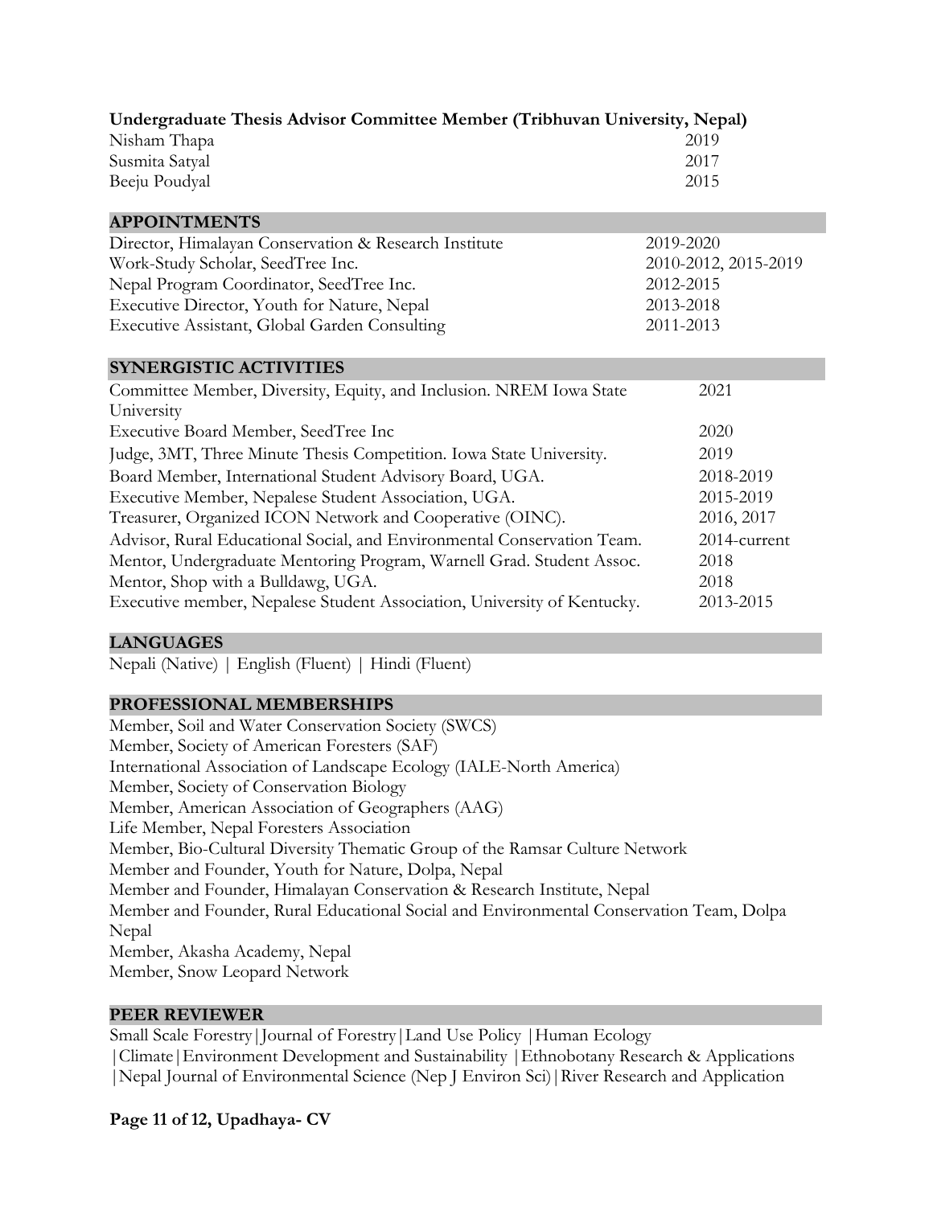**Undergraduate Thesis Advisor Committee Member (Tribhuvan University, Nepal)**

| | |
|---|---|
| Nisham Thapa | 2019 |
| Susmita Satyal | 2017 |
| Beeju Poudyal | 2015 |

## APPOINTMENTS

| | |
|---|---|
| Director, Himalayan Conservation & Research Institute | 2019-2020 |
| Work-Study Scholar, SeedTree Inc. | 2010-2012, 2015-2019 |
| Nepal Program Coordinator, SeedTree Inc. | 2012-2015 |
| Executive Director, Youth for Nature, Nepal | 2013-2018 |
| Executive Assistant, Global Garden Consulting | 2011-2013 |

## SYNERGISTIC ACTIVITIES

| | |
|---|---|
| Committee Member, Diversity, Equity, and Inclusion. NREM Iowa State University | 2021 |
| Executive Board Member, SeedTree Inc | 2020 |
| Judge, 3MT, Three Minute Thesis Competition. Iowa State University. | 2019 |
| Board Member, International Student Advisory Board, UGA. | 2018-2019 |
| Executive Member, Nepalese Student Association, UGA. | 2015-2019 |
| Treasurer, Organized ICON Network and Cooperative (OINC). | 2016, 2017 |
| Advisor, Rural Educational Social, and Environmental Conservation Team. | 2014-current |
| Mentor, Undergraduate Mentoring Program, Warnell Grad. Student Assoc. | 2018 |
| Mentor, Shop with a Bulldawg, UGA. | 2018 |
| Executive member, Nepalese Student Association, University of Kentucky. | 2013-2015 |

## LANGUAGES

Nepali (Native) | English (Fluent) | Hindi (Fluent)

## PROFESSIONAL MEMBERSHIPS

Member, Soil and Water Conservation Society (SWCS)
Member, Society of American Foresters (SAF)
International Association of Landscape Ecology (IALE-North America)
Member, Society of Conservation Biology
Member, American Association of Geographers (AAG)
Life Member, Nepal Foresters Association
Member, Bio-Cultural Diversity Thematic Group of the Ramsar Culture Network
Member and Founder, Youth for Nature, Dolpa, Nepal
Member and Founder, Himalayan Conservation & Research Institute, Nepal
Member and Founder, Rural Educational Social and Environmental Conservation Team, Dolpa Nepal
Member, Akasha Academy, Nepal
Member, Snow Leopard Network

## PEER REVIEWER

Small Scale Forestry|Journal of Forestry|Land Use Policy |Human Ecology |Climate|Environment Development and Sustainability |Ethnobotany Research & Applications |Nepal Journal of Environmental Science (Nep J Environ Sci)|River Research and Application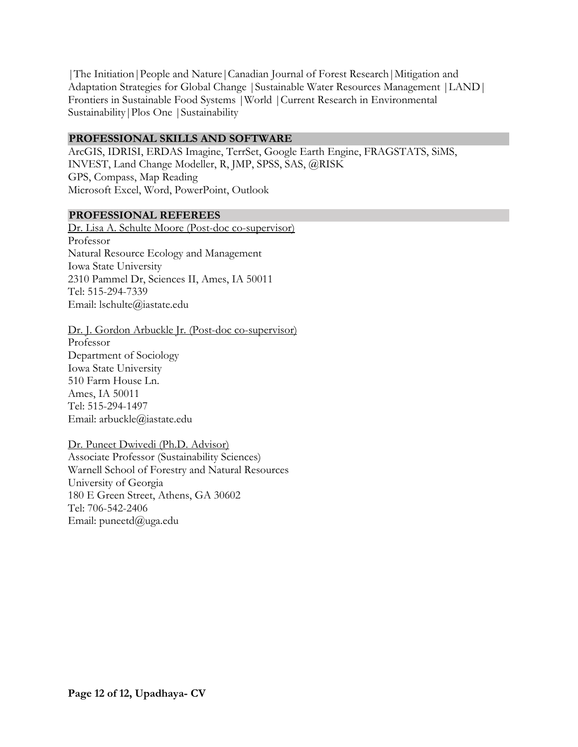|The Initiation|People and Nature|Canadian Journal of Forest Research|Mitigation and Adaptation Strategies for Global Change |Sustainable Water Resources Management |LAND| Frontiers in Sustainable Food Systems |World |Current Research in Environmental Sustainability|Plos One |Sustainability

## PROFESSIONAL SKILLS AND SOFTWARE

ArcGIS, IDRISI, ERDAS Imagine, TerrSet, Google Earth Engine, FRAGSTATS, SiMS, INVEST, Land Change Modeller, R, JMP, SPSS, SAS, @RISK
GPS, Compass, Map Reading
Microsoft Excel, Word, PowerPoint, Outlook

## PROFESSIONAL REFEREES

<u>Dr. Lisa A. Schulte Moore (Post-doc co-supervisor)</u>
Professor
Natural Resource Ecology and Management
Iowa State University
2310 Pammel Dr, Sciences II, Ames, IA 50011
Tel: 515-294-7339
Email: lschulte@iastate.edu

<u>Dr. J. Gordon Arbuckle Jr. (Post-doc co-supervisor)</u>
Professor
Department of Sociology
Iowa State University
510 Farm House Ln.
Ames, IA 50011
Tel: 515-294-1497
Email: arbuckle@iastate.edu

<u>Dr. Puneet Dwivedi (Ph.D. Advisor)</u>
Associate Professor (Sustainability Sciences)
Warnell School of Forestry and Natural Resources
University of Georgia
180 E Green Street, Athens, GA 30602
Tel: 706-542-2406
Email: puneetd@uga.edu